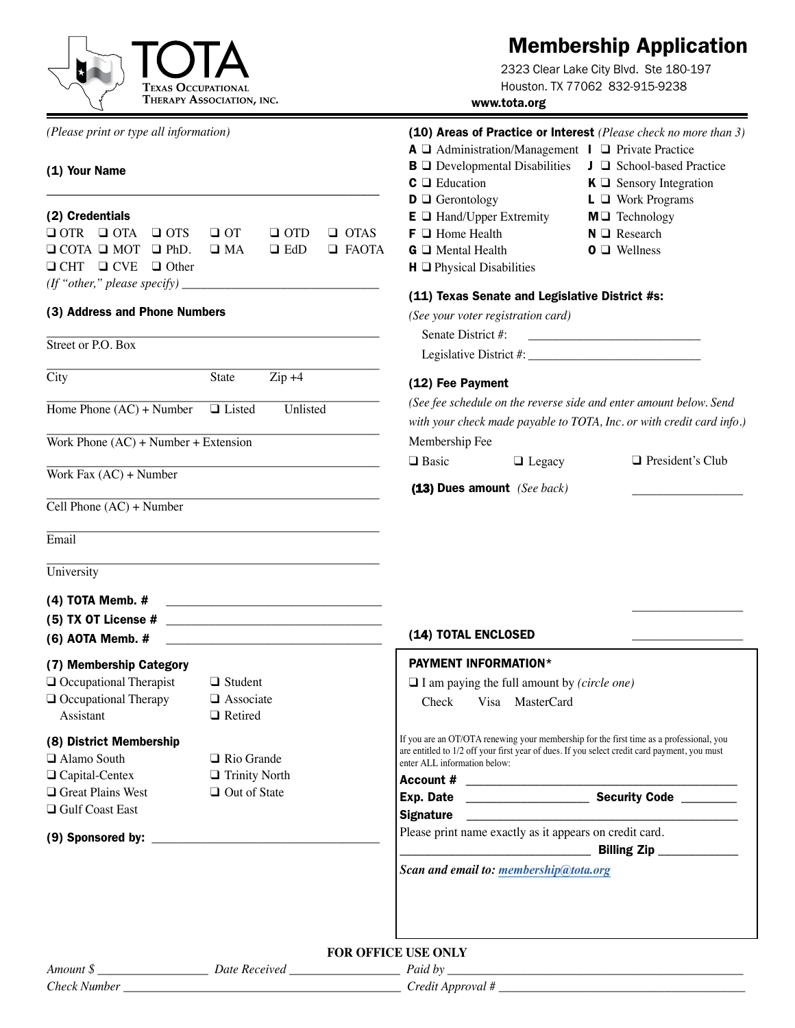TOTA

Texas Occupational Therapy Association, Inc.

# Membership Application

2323 Clear Lake City Blvd. Ste 180-197
Houston. TX 77062 832-915-9238
**www.tota.org**

*(Please print or type all information)*

**(1) Your Name**

\_\_\_\_\_\_\_\_\_\_\_\_\_\_\_\_\_\_\_\_\_\_\_\_\_\_\_\_\_\_\_\_\_\_\_\_\_\_\_\_

**(2) Credentials**

❑ OTR ❑ OTA ❑ OTS ❑ OT ❑ OTD ❑ OTAS
❑ COTA ❑ MOT ❑ PhD. ❑ MA ❑ EdD ❑ FAOTA
❑ CHT ❑ CVE ❑ Other

*(If "other," please specify)* \_\_\_\_\_\_\_\_\_\_\_\_\_\_\_\_\_\_\_\_\_\_

**(3) Address and Phone Numbers**

Street or P.O. Box

City State Zip +4

Home Phone (AC) + Number ❑ Listed Unlisted

Work Phone (AC) + Number + Extension

Work Fax (AC) + Number

Cell Phone (AC) + Number

Email

University

**(4) TOTA Memb. #** \_\_\_\_\_\_\_\_\_\_\_\_\_\_\_\_\_\_\_\_\_\_\_\_

**(5) TX OT License #** \_\_\_\_\_\_\_\_\_\_\_\_\_\_\_\_\_\_\_\_\_\_\_\_

**(6) AOTA Memb. #** \_\_\_\_\_\_\_\_\_\_\_\_\_\_\_\_\_\_\_\_\_\_\_\_

**(7) Membership Category**

❑ Occupational Therapist
❑ Occupational Therapy Assistant
❑ Student
❑ Associate
❑ Retired

**(8) District Membership**

❑ Alamo South
❑ Capital-Centex
❑ Great Plains West
❑ Gulf Coast East
❑ Rio Grande
❑ Trinity North
❑ Out of State

**(9) Sponsored by:** \_\_\_\_\_\_\_\_\_\_\_\_\_\_\_\_\_\_\_\_\_\_\_\_\_\_\_\_

**(10) Areas of Practice or Interest** *(Please check no more than 3)*

**A** ❑ Administration/Management
**B** ❑ Developmental Disabilities
**C** ❑ Education
**D** ❑ Gerontology
**E** ❑ Hand/Upper Extremity
**F** ❑ Home Health
**G** ❑ Mental Health
**H** ❑ Physical Disabilities
**I** ❑ Private Practice
**J** ❑ School-based Practice
**K** ❑ Sensory Integration
**L** ❑ Work Programs
**M** ❑ Technology
**N** ❑ Research
**O** ❑ Wellness

**(11) Texas Senate and Legislative District #s:**

*(See your voter registration card)*

Senate District #: \_\_\_\_\_\_\_\_\_\_\_\_\_\_\_\_\_\_\_\_\_\_\_\_

Legislative District #: \_\_\_\_\_\_\_\_\_\_\_\_\_\_\_\_\_\_\_\_\_\_\_\_

**(12) Fee Payment**

*(See fee schedule on the reverse side and enter amount below. Send with your check made payable to TOTA, Inc. or with credit card info.)*

Membership Fee

❑ Basic ❑ Legacy ❑ President's Club

**(13) Dues amount** *(See back)* \_\_\_\_\_\_\_\_\_\_\_\_\_\_

\_\_\_\_\_\_\_\_\_\_\_\_\_\_

**(14) TOTAL ENCLOSED** \_\_\_\_\_\_\_\_\_\_\_\_\_\_

**PAYMENT INFORMATION\***

❑ I am paying the full amount by *(circle one)*

Check Visa MasterCard

If you are an OT/OTA renewing your membership for the first time as a professional, you are entitled to 1/2 off your first year of dues. If you select credit card payment, you must enter ALL information below:

**Account #** \_\_\_\_\_\_\_\_\_\_\_\_\_\_\_\_\_\_\_\_\_\_\_\_\_\_\_\_\_\_\_\_\_\_

**Exp. Date** \_\_\_\_\_\_\_\_\_\_\_\_\_\_ **Security Code** \_\_\_\_\_\_\_\_

**Signature** \_\_\_\_\_\_\_\_\_\_\_\_\_\_\_\_\_\_\_\_\_\_\_\_\_\_\_\_\_\_\_\_\_\_

Please print name exactly as it appears on credit card.

\_\_\_\_\_\_\_\_\_\_\_\_\_\_\_\_\_\_\_\_\_\_ **Billing Zip** \_\_\_\_\_\_\_\_\_\_

*Scan and email to: membership@tota.org*

**FOR OFFICE USE ONLY**

*Amount $* \_\_\_\_\_\_\_\_\_\_\_\_ *Date Received* \_\_\_\_\_\_\_\_\_\_\_\_ *Paid by* \_\_\_\_\_\_\_\_\_\_\_\_\_\_\_\_\_\_\_\_\_\_\_\_

*Check Number* \_\_\_\_\_\_\_\_\_\_\_\_\_\_\_\_\_\_\_\_\_\_\_\_ *Credit Approval #* \_\_\_\_\_\_\_\_\_\_\_\_\_\_\_\_\_\_\_\_\_\_\_\_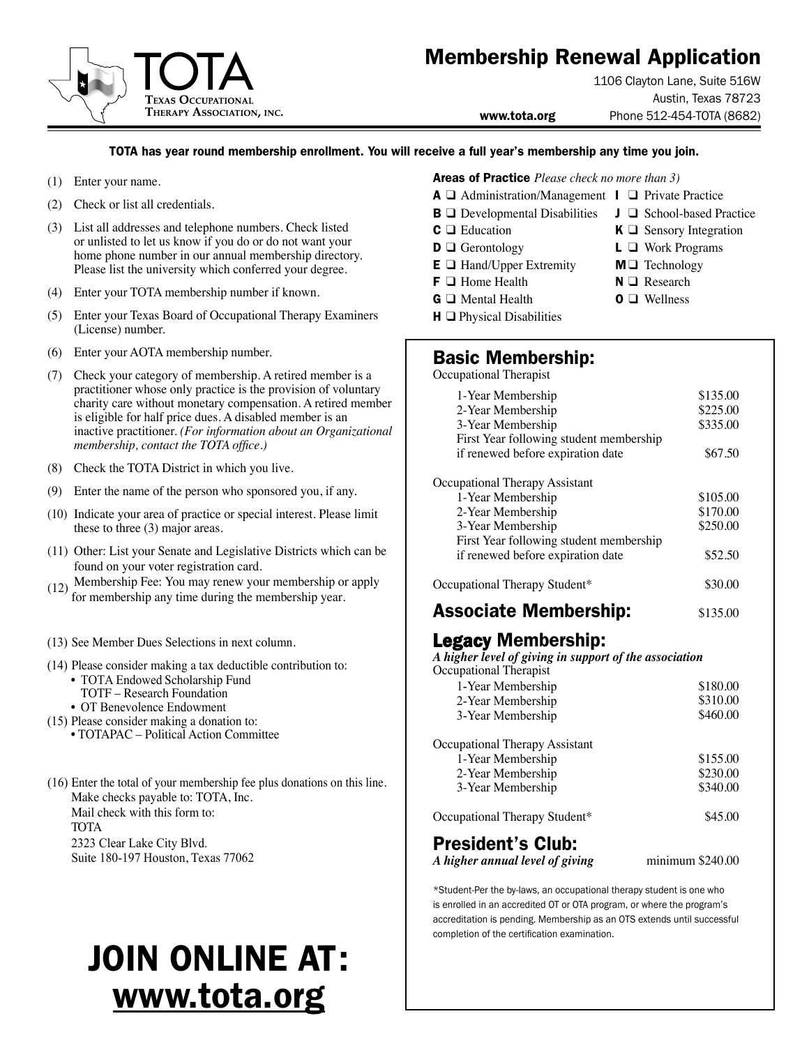TOTA
Texas Occupational Therapy Association, Inc.

# Membership Renewal Application

1106 Clayton Lane, Suite 516W
Austin, Texas 78723
www.tota.org Phone 512-454-TOTA (8682)

**TOTA has year round membership enrollment. You will receive a full year's membership any time you join.**

(1) Enter your name.

(2) Check or list all credentials.

(3) List all addresses and telephone numbers. Check listed or unlisted to let us know if you do or do not want your home phone number in our annual membership directory. Please list the university which conferred your degree.

(4) Enter your TOTA membership number if known.

(5) Enter your Texas Board of Occupational Therapy Examiners (License) number.

(6) Enter your AOTA membership number.

(7) Check your category of membership. A retired member is a practitioner whose only practice is the provision of voluntary charity care without monetary compensation. A retired member is eligible for half price dues. A disabled member is an inactive practitioner. *(For information about an Organizational membership, contact the TOTA office.)*

(8) Check the TOTA District in which you live.

(9) Enter the name of the person who sponsored you, if any.

(10) Indicate your area of practice or special interest. Please limit these to three (3) major areas.

(11) Other: List your Senate and Legislative Districts which can be found on your voter registration card.

(12) Membership Fee: You may renew your membership or apply for membership any time during the membership year.

(13) See Member Dues Selections in next column.

(14) Please consider making a tax deductible contribution to:
- TOTA Endowed Scholarship Fund
  TOTF – Research Foundation
- OT Benevolence Endowment

(15) Please consider making a donation to:
- TOTAPAC – Political Action Committee

(16) Enter the total of your membership fee plus donations on this line.
Make checks payable to: TOTA, Inc.
Mail check with this form to:
TOTA
2323 Clear Lake City Blvd.
Suite 180-197 Houston, Texas 77062

# JOIN ONLINE AT: www.tota.org

**Areas of Practice** *Please check no more than 3)*

- **A** ❑ Administration/Management
- **B** ❑ Developmental Disabilities
- **C** ❑ Education
- **D** ❑ Gerontology
- **E** ❑ Hand/Upper Extremity
- **F** ❑ Home Health
- **G** ❑ Mental Health
- **H** ❑ Physical Disabilities
- **I** ❑ Private Practice
- **J** ❑ School-based Practice
- **K** ❑ Sensory Integration
- **L** ❑ Work Programs
- **M** ❑ Technology
- **N** ❑ Research
- **O** ❑ Wellness

## Basic Membership:

| | |
|---|---|
| **Occupational Therapist** | |
| 1-Year Membership | $135.00 |
| 2-Year Membership | $225.00 |
| 3-Year Membership | $335.00 |
| First Year following student membership if renewed before expiration date | $67.50 |
| **Occupational Therapy Assistant** | |
| 1-Year Membership | $105.00 |
| 2-Year Membership | $170.00 |
| 3-Year Membership | $250.00 |
| First Year following student membership if renewed before expiration date | $52.50 |
| Occupational Therapy Student* | $30.00 |

## Associate Membership: $135.00

## Legacy Membership:

***A higher level of giving in support of the association***

| | |
|---|---|
| **Occupational Therapist** | |
| 1-Year Membership | $180.00 |
| 2-Year Membership | $310.00 |
| 3-Year Membership | $460.00 |
| **Occupational Therapy Assistant** | |
| 1-Year Membership | $155.00 |
| 2-Year Membership | $230.00 |
| 3-Year Membership | $340.00 |
| Occupational Therapy Student* | $45.00 |

## President's Club:

***A higher annual level of giving*** minimum $240.00

*Student-Per the by-laws, an occupational therapy student is one who is enrolled in an accredited OT or OTA program, or where the program's accreditation is pending. Membership as an OTS extends until successful completion of the certification examination.